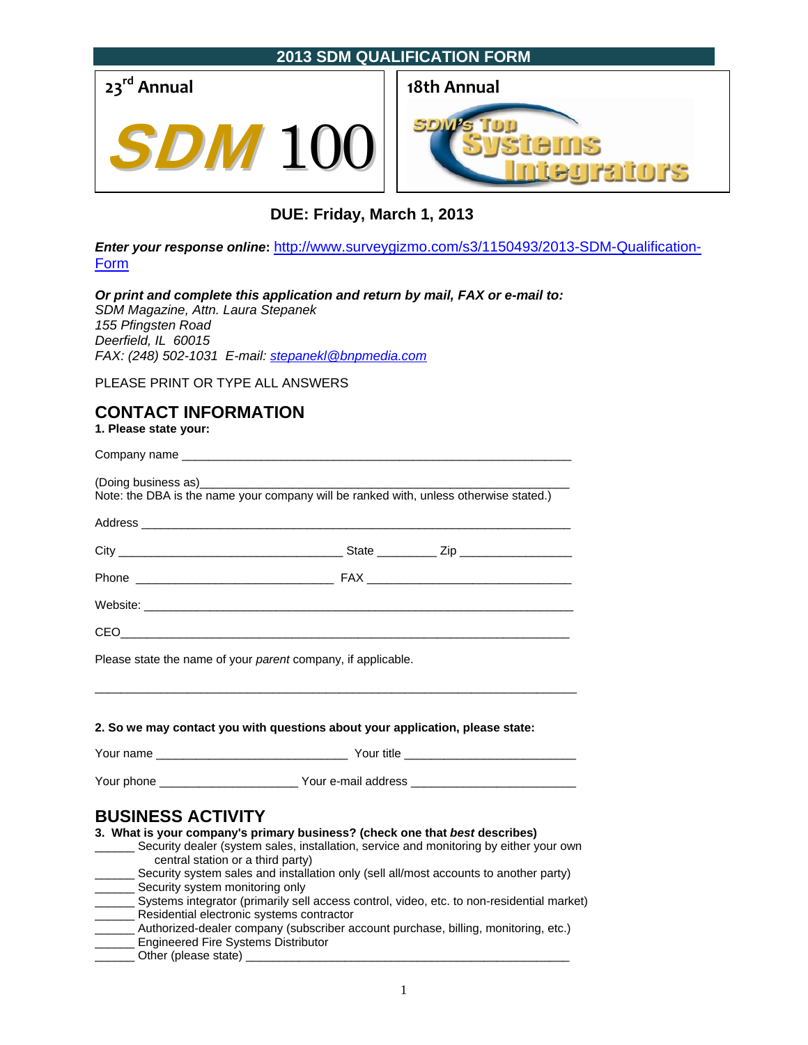# 2013 SDM QUALIFICATION FORM

23rd Annual **SDM 100**

18th Annual **SDM's Top Systems Integrators**

## DUE: Friday, March 1, 2013

***Enter your response online***: http://www.surveygizmo.com/s3/1150493/2013-SDM-Qualification-Form

***Or print and complete this application and return by mail, FAX or e-mail to:***
*SDM Magazine, Attn. Laura Stepanek*
*155 Pfingsten Road*
*Deerfield, IL 60015*
*FAX: (248) 502-1031 E-mail: stepanekl@bnpmedia.com*

PLEASE PRINT OR TYPE ALL ANSWERS

## CONTACT INFORMATION

**1. Please state your:**

Company name ____________________________________________________________

(Doing business as)__________________________________________________________
Note: the DBA is the name your company will be ranked with, unless otherwise stated.)

Address _________________________________________________________________

City __________________________________ State _________ Zip _________________

Phone _____________________________ FAX _______________________________

Website: _________________________________________________________________

CEO_____________________________________________________________________

Please state the name of your *parent* company, if applicable.

_________________________________________________________________________

**2. So we may contact you with questions about your application, please state:**

Your name ____________________________ Your title __________________________

Your phone ____________________ Your e-mail address ________________________

## BUSINESS ACTIVITY

**3. What is your company's primary business? (check one that *best* describes)**

______ Security dealer (system sales, installation, service and monitoring by either your own central station or a third party)
______ Security system sales and installation only (sell all/most accounts to another party)
______ Security system monitoring only
______ Systems integrator (primarily sell access control, video, etc. to non-residential market)
______ Residential electronic systems contractor
______ Authorized-dealer company (subscriber account purchase, billing, monitoring, etc.)
______ Engineered Fire Systems Distributor
______ Other (please state) __________________________________________________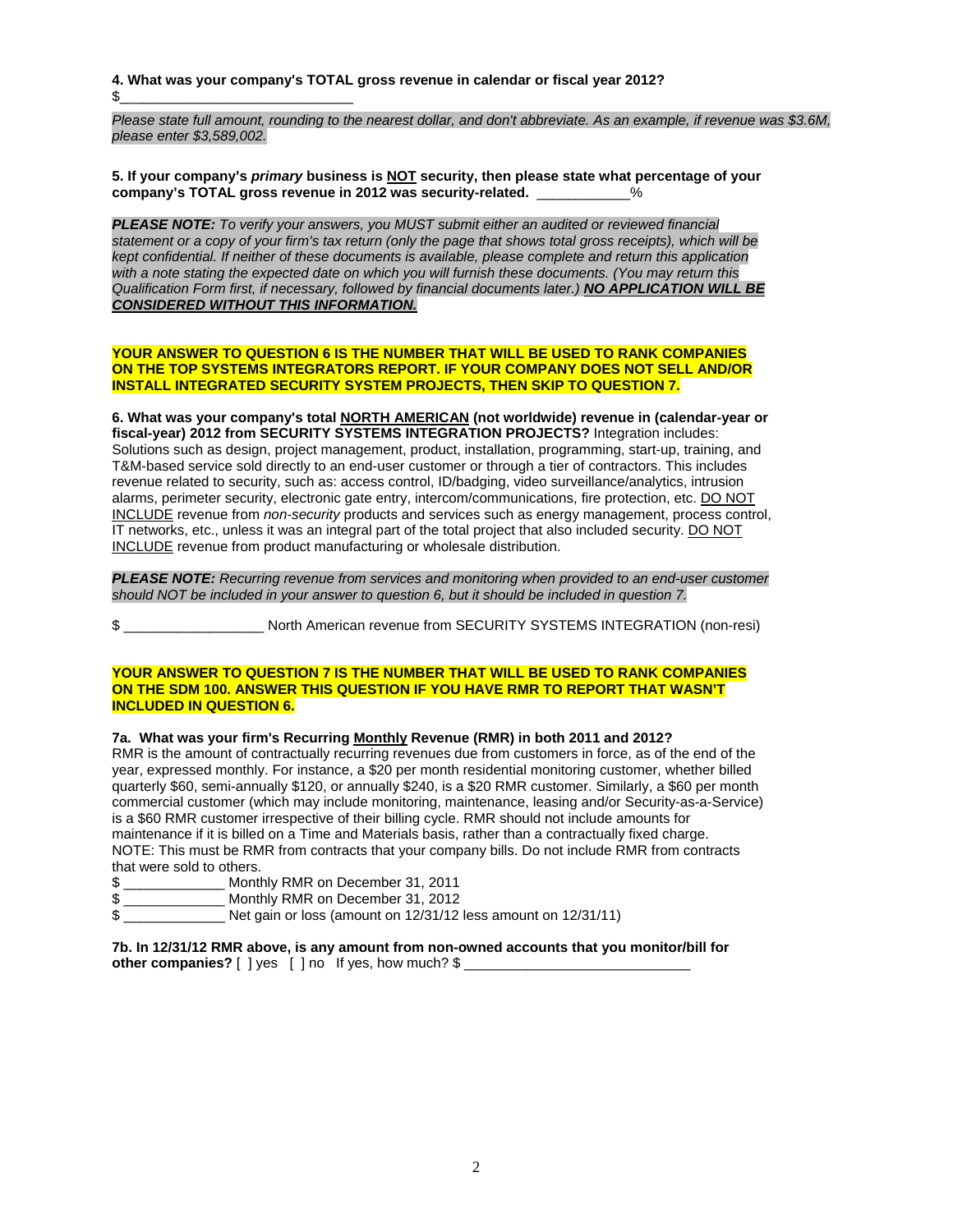**4. What was your company's TOTAL gross revenue in calendar or fiscal year 2012?**
$______________________________

*Please state full amount, rounding to the nearest dollar, and don't abbreviate. As an example, if revenue was $3.6M, please enter $3,589,002.*

**5. If your company's *primary* business is NOT security, then please state what percentage of your company's TOTAL gross revenue in 2012 was security-related.** ____________%

***PLEASE NOTE:** To verify your answers, you MUST submit either an audited or reviewed financial statement or a copy of your firm's tax return (only the page that shows total gross receipts), which will be kept confidential. If neither of these documents is available, please complete and return this application with a note stating the expected date on which you will furnish these documents. (You may return this Qualification Form first, if necessary, followed by financial documents later.)* ***NO APPLICATION WILL BE CONSIDERED WITHOUT THIS INFORMATION.***

**YOUR ANSWER TO QUESTION 6 IS THE NUMBER THAT WILL BE USED TO RANK COMPANIES ON THE TOP SYSTEMS INTEGRATORS REPORT. IF YOUR COMPANY DOES NOT SELL AND/OR INSTALL INTEGRATED SECURITY SYSTEM PROJECTS, THEN SKIP TO QUESTION 7.**

**6. What was your company's total NORTH AMERICAN (not worldwide) revenue in (calendar-year or fiscal-year) 2012 from SECURITY SYSTEMS INTEGRATION PROJECTS?** Integration includes: Solutions such as design, project management, product, installation, programming, start-up, training, and T&M-based service sold directly to an end-user customer or through a tier of contractors. This includes revenue related to security, such as: access control, ID/badging, video surveillance/analytics, intrusion alarms, perimeter security, electronic gate entry, intercom/communications, fire protection, etc. DO NOT INCLUDE revenue from *non-security* products and services such as energy management, process control, IT networks, etc., unless it was an integral part of the total project that also included security. DO NOT INCLUDE revenue from product manufacturing or wholesale distribution.

***PLEASE NOTE:** Recurring revenue from services and monitoring when provided to an end-user customer should NOT be included in your answer to question 6, but it should be included in question 7.*

$ __________________ North American revenue from SECURITY SYSTEMS INTEGRATION (non-resi)

**YOUR ANSWER TO QUESTION 7 IS THE NUMBER THAT WILL BE USED TO RANK COMPANIES ON THE SDM 100. ANSWER THIS QUESTION IF YOU HAVE RMR TO REPORT THAT WASN'T INCLUDED IN QUESTION 6.**

**7a. What was your firm's Recurring Monthly Revenue (RMR) in both 2011 and 2012?**
RMR is the amount of contractually recurring revenues due from customers in force, as of the end of the year, expressed monthly. For instance, a $20 per month residential monitoring customer, whether billed quarterly $60, semi-annually $120, or annually $240, is a $20 RMR customer. Similarly, a $60 per month commercial customer (which may include monitoring, maintenance, leasing and/or Security-as-a-Service) is a $60 RMR customer irrespective of their billing cycle. RMR should not include amounts for maintenance if it is billed on a Time and Materials basis, rather than a contractually fixed charge. NOTE: This must be RMR from contracts that your company bills. Do not include RMR from contracts that were sold to others.

$ _____________ Monthly RMR on December 31, 2011
$ _____________ Monthly RMR on December 31, 2012
$ _____________ Net gain or loss (amount on 12/31/12 less amount on 12/31/11)

**7b. In 12/31/12 RMR above, is any amount from non-owned accounts that you monitor/bill for other companies?** [ ] yes [ ] no If yes, how much? $ _____________________________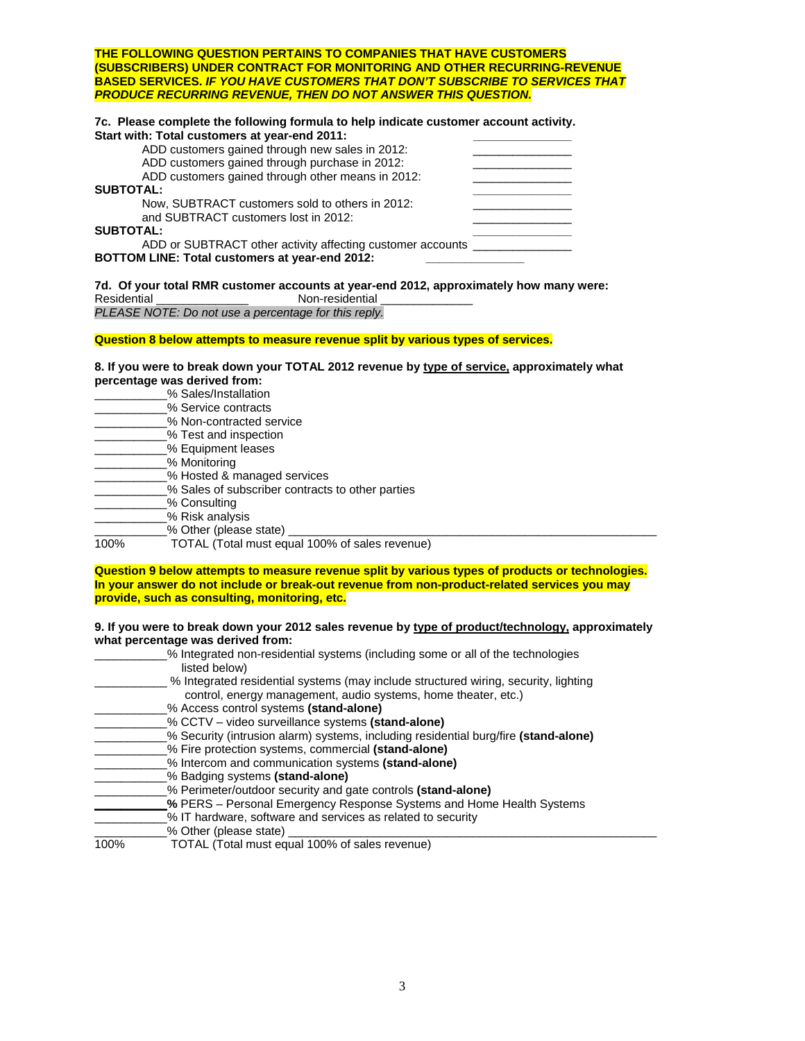**THE FOLLOWING QUESTION PERTAINS TO COMPANIES THAT HAVE CUSTOMERS (SUBSCRIBERS) UNDER CONTRACT FOR MONITORING AND OTHER RECURRING-REVENUE BASED SERVICES. *IF YOU HAVE CUSTOMERS THAT DON'T SUBSCRIBE TO SERVICES THAT PRODUCE RECURRING REVENUE, THEN DO NOT ANSWER THIS QUESTION.***

**7c. Please complete the following formula to help indicate customer account activity.**

**Start with: Total customers at year-end 2011:** _______________

ADD customers gained through new sales in 2012: _______________

ADD customers gained through purchase in 2012: _______________

ADD customers gained through other means in 2012: _______________

**SUBTOTAL:** _______________

Now, SUBTRACT customers sold to others in 2012: _______________

and SUBTRACT customers lost in 2012: _______________

**SUBTOTAL:** _______________

ADD or SUBTRACT other activity affecting customer accounts _______________

**BOTTOM LINE: Total customers at year-end 2012:** _______________

**7d. Of your total RMR customer accounts at year-end 2012, approximately how many were:**

Residential ______________ Non-residential ______________

*PLEASE NOTE: Do not use a percentage for this reply.*

**Question 8 below attempts to measure revenue split by various types of services.**

**8. If you were to break down your TOTAL 2012 revenue by type of service, approximately what percentage was derived from:**

___________% Sales/Installation
___________% Service contracts
___________% Non-contracted service
___________% Test and inspection
___________% Equipment leases
___________% Monitoring
___________% Hosted & managed services
___________% Sales of subscriber contracts to other parties
___________% Consulting
___________% Risk analysis
___________% Other (please state) ________________________________________________________
100% TOTAL (Total must equal 100% of sales revenue)

**Question 9 below attempts to measure revenue split by various types of products or technologies. In your answer do not include or break-out revenue from non-product-related services you may provide, such as consulting, monitoring, etc.**

**9. If you were to break down your 2012 sales revenue by type of product/technology, approximately what percentage was derived from:**

___________% Integrated non-residential systems (including some or all of the technologies listed below)
___________% Integrated residential systems (may include structured wiring, security, lighting control, energy management, audio systems, home theater, etc.)
___________% Access control systems **(stand-alone)**
___________% CCTV – video surveillance systems **(stand-alone)**
___________% Security (intrusion alarm) systems, including residential burg/fire **(stand-alone)**
___________% Fire protection systems, commercial **(stand-alone)**
___________% Intercom and communication systems **(stand-alone)**
___________% Badging systems **(stand-alone)**
___________% Perimeter/outdoor security and gate controls **(stand-alone)**
___________**%** PERS – Personal Emergency Response Systems and Home Health Systems
___________% IT hardware, software and services as related to security
___________% Other (please state) ________________________________________________________
100% TOTAL (Total must equal 100% of sales revenue)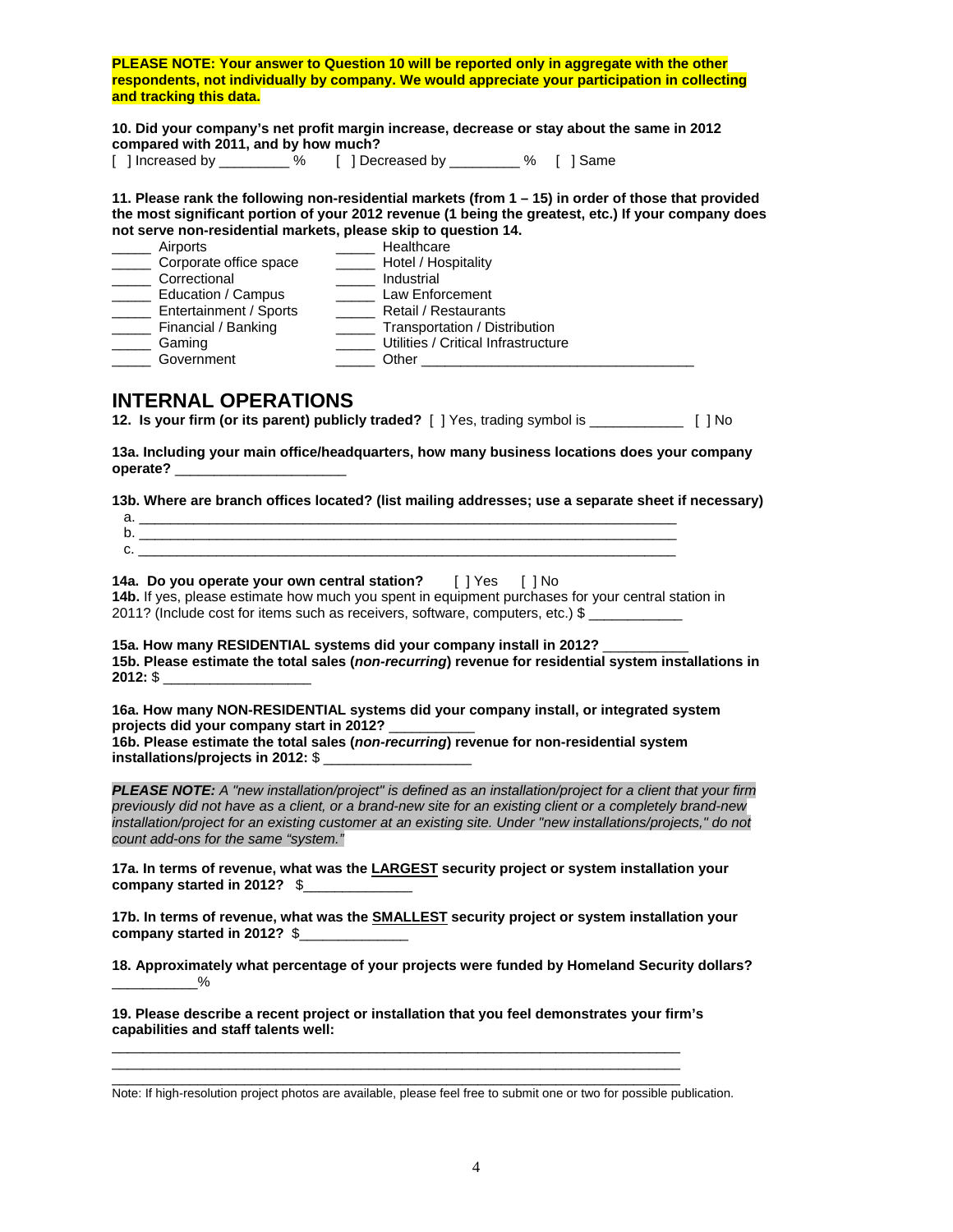**PLEASE NOTE: Your answer to Question 10 will be reported only in aggregate with the other respondents, not individually by company. We would appreciate your participation in collecting and tracking this data.**

**10. Did your company's net profit margin increase, decrease or stay about the same in 2012 compared with 2011, and by how much?**

[ ] Increased by _________ %     [ ] Decreased by _________ %     [ ] Same

**11. Please rank the following non-residential markets (from 1 – 15) in order of those that provided the most significant portion of your 2012 revenue (1 being the greatest, etc.) If your company does not serve non-residential markets, please skip to question 14.**

_____ Airports
_____ Corporate office space
_____ Correctional
_____ Education / Campus
_____ Entertainment / Sports
_____ Financial / Banking
_____ Gaming
_____ Government
_____ Healthcare
_____ Hotel / Hospitality
_____ Industrial
_____ Law Enforcement
_____ Retail / Restaurants
_____ Transportation / Distribution
_____ Utilities / Critical Infrastructure
_____ Other ___________________________________

## INTERNAL OPERATIONS

**12. Is your firm (or its parent) publicly traded?** [ ] Yes, trading symbol is ____________ [ ] No

**13a. Including your main office/headquarters, how many business locations does your company operate?** ______________________

**13b. Where are branch offices located? (list mailing addresses; use a separate sheet if necessary)**

a. ______________________________________________________________________
b. ______________________________________________________________________
c. ______________________________________________________________________

**14a. Do you operate your own central station?** [ ] Yes [ ] No
**14b.** If yes, please estimate how much you spent in equipment purchases for your central station in 2011? (Include cost for items such as receivers, software, computers, etc.) $ ____________

**15a. How many RESIDENTIAL systems did your company install in 2012?** ___________
**15b. Please estimate the total sales (*non-recurring*) revenue for residential system installations in 2012:** $ ___________________

**16a. How many NON-RESIDENTIAL systems did your company install, or integrated system projects did your company start in 2012?** ___________
**16b. Please estimate the total sales (*non-recurring*) revenue for non-residential system installations/projects in 2012:** $ ___________________

***PLEASE NOTE:*** *A "new installation/project" is defined as an installation/project for a client that your firm previously did not have as a client, or a brand-new site for an existing client or a completely brand-new installation/project for an existing customer at an existing site. Under "new installations/projects," do not count add-ons for the same "system."*

**17a. In terms of revenue, what was the LARGEST security project or system installation your company started in 2012?** $______________

**17b. In terms of revenue, what was the SMALLEST security project or system installation your company started in 2012?** $______________

**18. Approximately what percentage of your projects were funded by Homeland Security dollars?** ___________%

**19. Please describe a recent project or installation that you feel demonstrates your firm's capabilities and staff talents well:**

_____________________________________________________________________________
_____________________________________________________________________________
_____________________________________________________________________________

Note: If high-resolution project photos are available, please feel free to submit one or two for possible publication.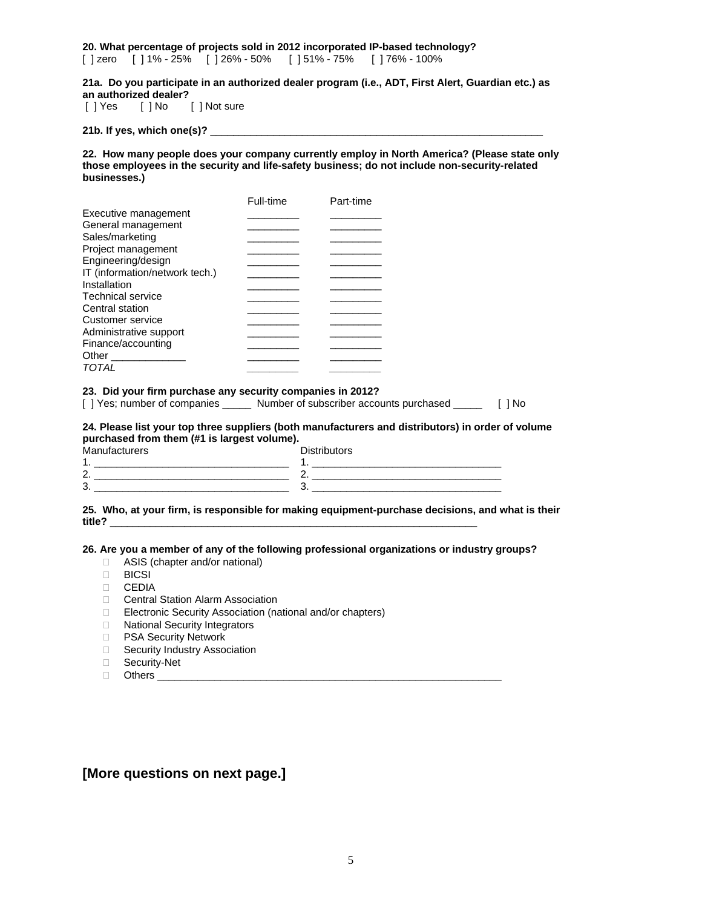**20. What percentage of projects sold in 2012 incorporated IP-based technology?**
[ ] zero [ ] 1% - 25% [ ] 26% - 50% [ ] 51% - 75% [ ] 76% - 100%

**21a. Do you participate in an authorized dealer program (i.e., ADT, First Alert, Guardian etc.) as an authorized dealer?**
[ ] Yes [ ] No [ ] Not sure

**21b. If yes, which one(s)?** ___________________________________________________________

**22. How many people does your company currently employ in North America? (Please state only those employees in the security and life-safety business; do not include non-security-related businesses.)**

| | Full-time | Part-time |
|---|---|---|
| Executive management | _________ | _________ |
| General management | _________ | _________ |
| Sales/marketing | _________ | _________ |
| Project management | _________ | _________ |
| Engineering/design | _________ | _________ |
| IT (information/network tech.) | _________ | _________ |
| Installation | _________ | _________ |
| Technical service | _________ | _________ |
| Central station | _________ | _________ |
| Customer service | _________ | _________ |
| Administrative support | _________ | _________ |
| Finance/accounting | _________ | _________ |
| Other _____________ | _________ | _________ |
| *TOTAL* | _________ | _________ |

**23. Did your firm purchase any security companies in 2012?**
[ ] Yes; number of companies _____ Number of subscriber accounts purchased _____ [ ] No

**24. Please list your top three suppliers (both manufacturers and distributors) in order of volume purchased from them (#1 is largest volume).**

| Manufacturers | Distributors |
|---|---|
| 1. _________________________________ | 1. ________________________________ |
| 2. _________________________________ | 2. ________________________________ |
| 3. _________________________________ | 3. ________________________________ |

**25. Who, at your firm, is responsible for making equipment-purchase decisions, and what is their title?** _______________________________________________________________

**26. Are you a member of any of the following professional organizations or industry groups?**

- ASIS (chapter and/or national)
- BICSI
- CEDIA
- Central Station Alarm Association
- Electronic Security Association (national and/or chapters)
- National Security Integrators
- PSA Security Network
- Security Industry Association
- Security-Net
- Others _____________________________________________________________

## [More questions on next page.]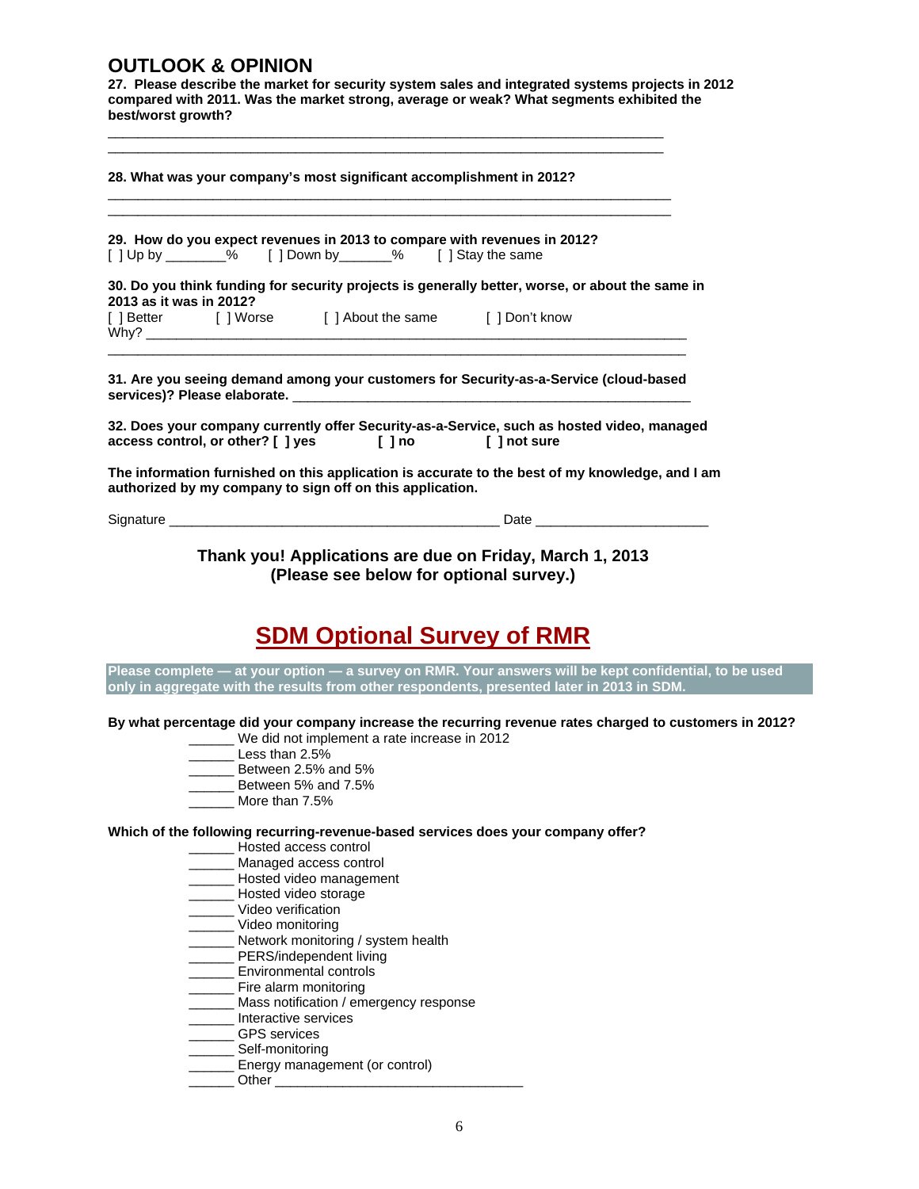## OUTLOOK & OPINION

**27. Please describe the market for security system sales and integrated systems projects in 2012 compared with 2011. Was the market strong, average or weak? What segments exhibited the best/worst growth?**

_______________________________________________________________________________
_______________________________________________________________________________

**28. What was your company's most significant accomplishment in 2012?**

_______________________________________________________________________________
_______________________________________________________________________________

**29. How do you expect revenues in 2013 to compare with revenues in 2012?**
[ ] Up by ________% [ ] Down by_______% [ ] Stay the same

**30. Do you think funding for security projects is generally better, worse, or about the same in 2013 as it was in 2012?**
[ ] Better [ ] Worse [ ] About the same [ ] Don't know
Why? ___________________________________________________________________________
_______________________________________________________________________________

**31. Are you seeing demand among your customers for Security-as-a-Service (cloud-based services)? Please elaborate.** ______________________________________________________

**32. Does your company currently offer Security-as-a-Service, such as hosted video, managed access control, or other? [ ] yes [ ] no [ ] not sure**

**The information furnished on this application is accurate to the best of my knowledge, and I am authorized by my company to sign off on this application.**

Signature _____________________________________________ Date _______________________

**Thank you! Applications are due on Friday, March 1, 2013**
**(Please see below for optional survey.)**

# SDM Optional Survey of RMR

**Please complete — at your option — a survey on RMR. Your answers will be kept confidential, to be used only in aggregate with the results from other respondents, presented later in 2013 in SDM.**

**By what percentage did your company increase the recurring revenue rates charged to customers in 2012?**

______ We did not implement a rate increase in 2012
______ Less than 2.5%
______ Between 2.5% and 5%
______ Between 5% and 7.5%
______ More than 7.5%

**Which of the following recurring-revenue-based services does your company offer?**

______ Hosted access control
______ Managed access control
______ Hosted video management
______ Hosted video storage
______ Video verification
______ Video monitoring
______ Network monitoring / system health
______ PERS/independent living
______ Environmental controls
______ Fire alarm monitoring
______ Mass notification / emergency response
______ Interactive services
______ GPS services
______ Self-monitoring
______ Energy management (or control)
______ Other ________________________________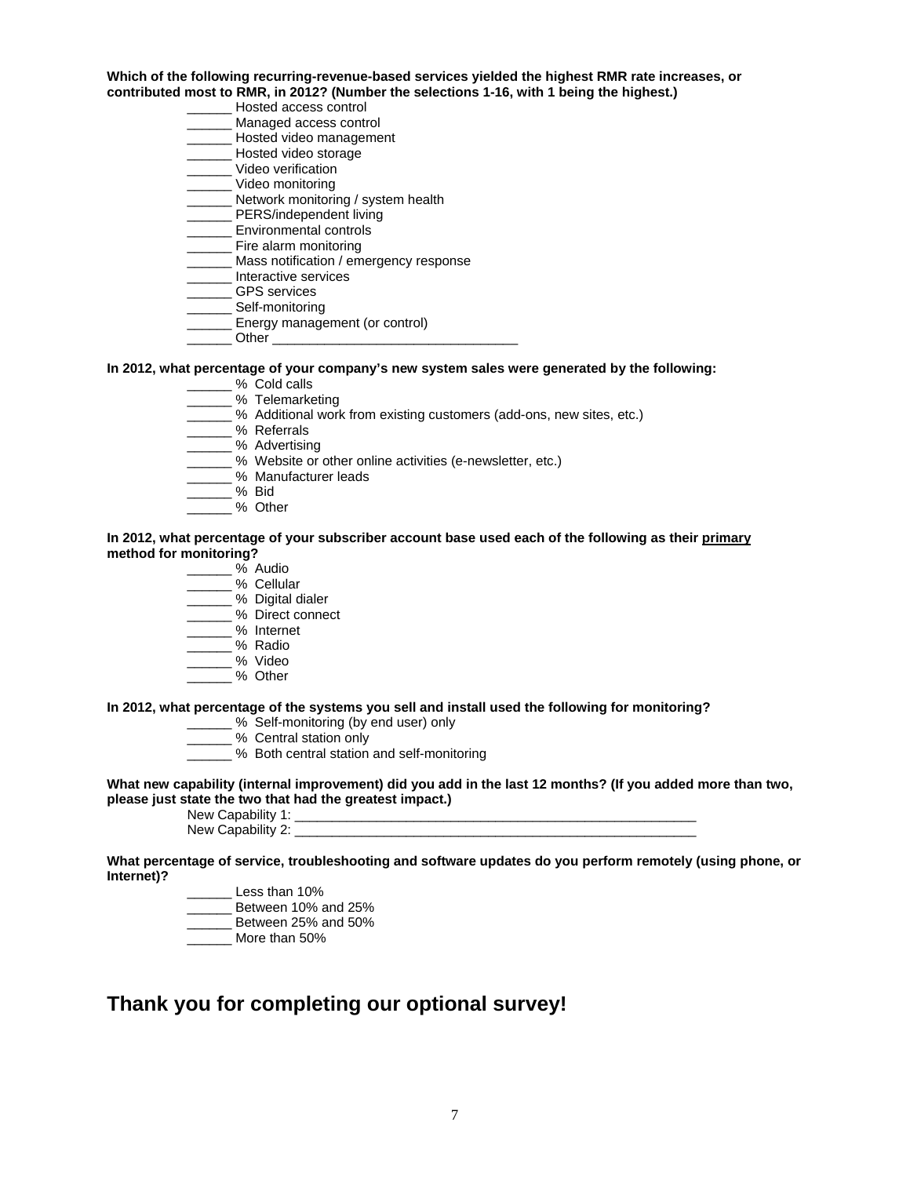**Which of the following recurring-revenue-based services yielded the highest RMR rate increases, or contributed most to RMR, in 2012? (Number the selections 1-16, with 1 being the highest.)**

______ Hosted access control
______ Managed access control
______ Hosted video management
______ Hosted video storage
______ Video verification
______ Video monitoring
______ Network monitoring / system health
______ PERS/independent living
______ Environmental controls
______ Fire alarm monitoring
______ Mass notification / emergency response
______ Interactive services
______ GPS services
______ Self-monitoring
______ Energy management (or control)
______ Other ________________________________

**In 2012, what percentage of your company's new system sales were generated by the following:**

______ % Cold calls
______ % Telemarketing
______ % Additional work from existing customers (add-ons, new sites, etc.)
______ % Referrals
______ % Advertising
______ % Website or other online activities (e-newsletter, etc.)
______ % Manufacturer leads
______ % Bid
______ % Other

**In 2012, what percentage of your subscriber account base used each of the following as their <u>primary</u> method for monitoring?**

______ % Audio
______ % Cellular
______ % Digital dialer
______ % Direct connect
______ % Internet
______ % Radio
______ % Video
______ % Other

**In 2012, what percentage of the systems you sell and install used the following for monitoring?**

______ % Self-monitoring (by end user) only
______ % Central station only
______ % Both central station and self-monitoring

**What new capability (internal improvement) did you add in the last 12 months? (If you added more than two, please just state the two that had the greatest impact.)**

New Capability 1: ________________________________________________________
New Capability 2: ________________________________________________________

**What percentage of service, troubleshooting and software updates do you perform remotely (using phone, or Internet)?**

______ Less than 10%
______ Between 10% and 25%
______ Between 25% and 50%
______ More than 50%

# Thank you for completing our optional survey!